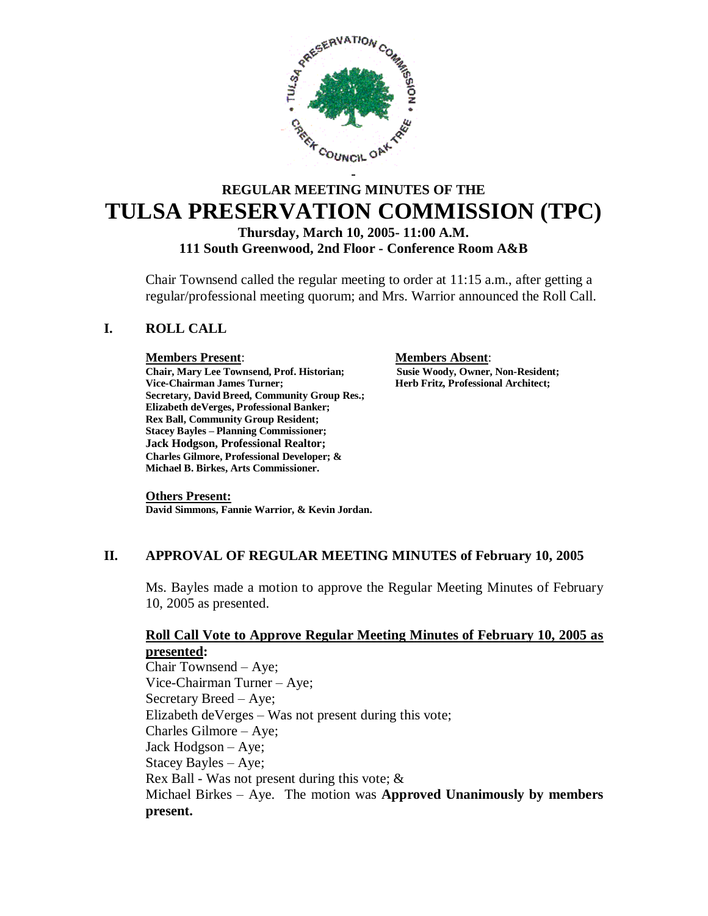# REGULAR MEETING MINUTES OF THE
# TULSA PRESERVATION COMMISSION (TPC)

**Thursday, March 10, 2005- 11:00 A.M.**
**111 South Greenwood, 2nd Floor - Conference Room A&B**

Chair Townsend called the regular meeting to order at 11:15 a.m., after getting a regular/professional meeting quorum; and Mrs. Warrior announced the Roll Call.

## I. ROLL CALL

**Members Present:**
**Chair, Mary Lee Townsend, Prof. Historian;**
**Vice-Chairman James Turner;**
**Secretary, David Breed, Community Group Res.;**
**Elizabeth deVerges, Professional Banker;**
**Rex Ball, Community Group Resident;**
**Stacey Bayles – Planning Commissioner;**
**Jack Hodgson, Professional Realtor;**
**Charles Gilmore, Professional Developer; &**
**Michael B. Birkes, Arts Commissioner.**

**Members Absent:**
**Susie Woody, Owner, Non-Resident;**
**Herb Fritz, Professional Architect;**

**Others Present:**
**David Simmons, Fannie Warrior, & Kevin Jordan.**

## II. APPROVAL OF REGULAR MEETING MINUTES of February 10, 2005

Ms. Bayles made a motion to approve the Regular Meeting Minutes of February 10, 2005 as presented.

**Roll Call Vote to Approve Regular Meeting Minutes of February 10, 2005 as presented:**

Chair Townsend – Aye;
Vice-Chairman Turner – Aye;
Secretary Breed – Aye;
Elizabeth deVerges – Was not present during this vote;
Charles Gilmore – Aye;
Jack Hodgson – Aye;
Stacey Bayles – Aye;
Rex Ball - Was not present during this vote; &
Michael Birkes – Aye. The motion was **Approved Unanimously by members present.**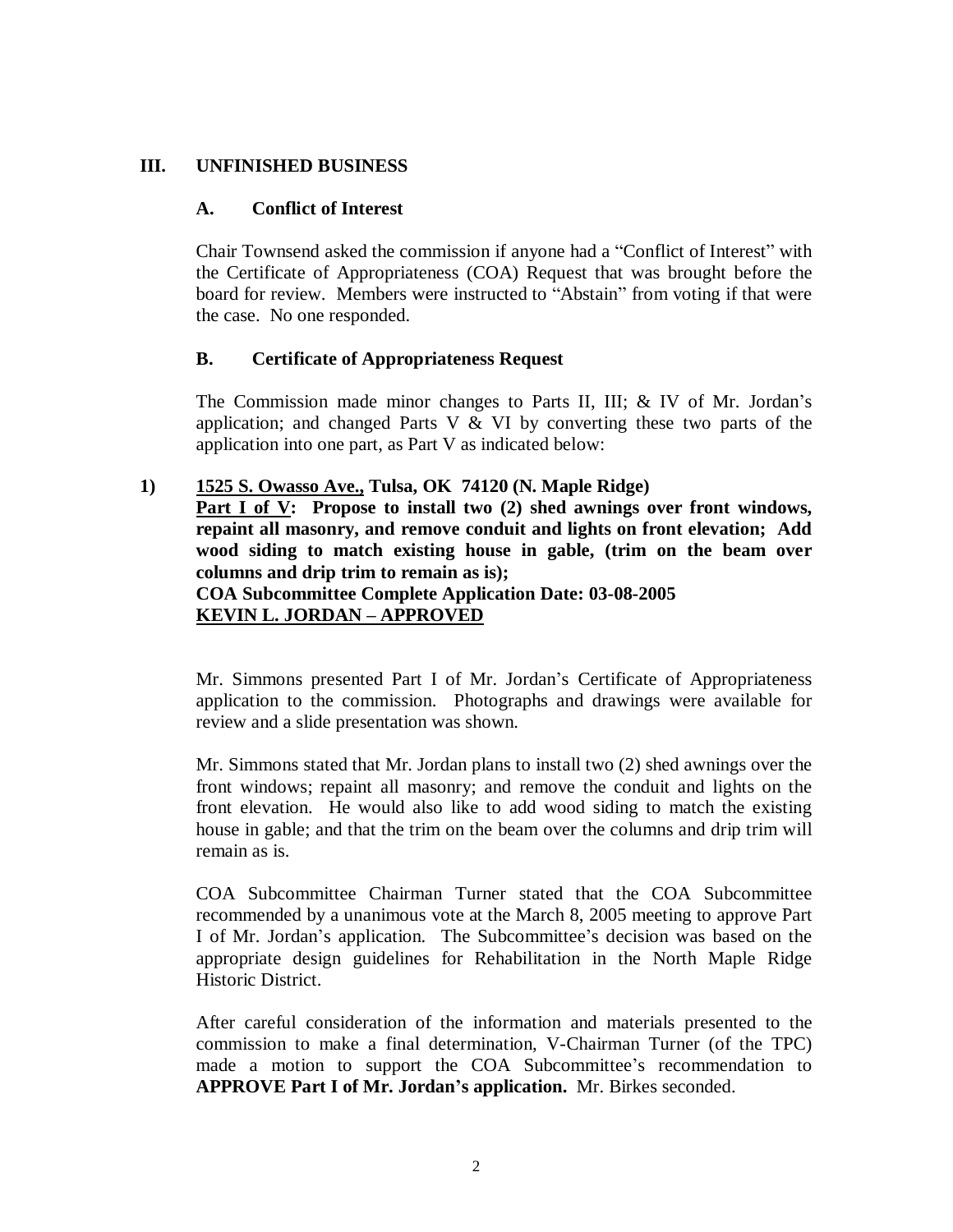## III. UNFINISHED BUSINESS

### A. Conflict of Interest

Chair Townsend asked the commission if anyone had a "Conflict of Interest" with the Certificate of Appropriateness (COA) Request that was brought before the board for review. Members were instructed to "Abstain" from voting if that were the case. No one responded.

### B. Certificate of Appropriateness Request

The Commission made minor changes to Parts II, III; & IV of Mr. Jordan's application; and changed Parts V & VI by converting these two parts of the application into one part, as Part V as indicated below:

**1) <u>1525 S. Owasso Ave.,</u> Tulsa, OK 74120 (N. Maple Ridge)**
**<u>Part I of V</u>: Propose to install two (2) shed awnings over front windows, repaint all masonry, and remove conduit and lights on front elevation; Add wood siding to match existing house in gable, (trim on the beam over columns and drip trim to remain as is);**
**COA Subcommittee Complete Application Date: 03-08-2005**
**<u>KEVIN L. JORDAN – APPROVED</u>**

Mr. Simmons presented Part I of Mr. Jordan's Certificate of Appropriateness application to the commission. Photographs and drawings were available for review and a slide presentation was shown.

Mr. Simmons stated that Mr. Jordan plans to install two (2) shed awnings over the front windows; repaint all masonry; and remove the conduit and lights on the front elevation. He would also like to add wood siding to match the existing house in gable; and that the trim on the beam over the columns and drip trim will remain as is.

COA Subcommittee Chairman Turner stated that the COA Subcommittee recommended by a unanimous vote at the March 8, 2005 meeting to approve Part I of Mr. Jordan's application. The Subcommittee's decision was based on the appropriate design guidelines for Rehabilitation in the North Maple Ridge Historic District.

After careful consideration of the information and materials presented to the commission to make a final determination, V-Chairman Turner (of the TPC) made a motion to support the COA Subcommittee's recommendation to **APPROVE Part I of Mr. Jordan's application.** Mr. Birkes seconded.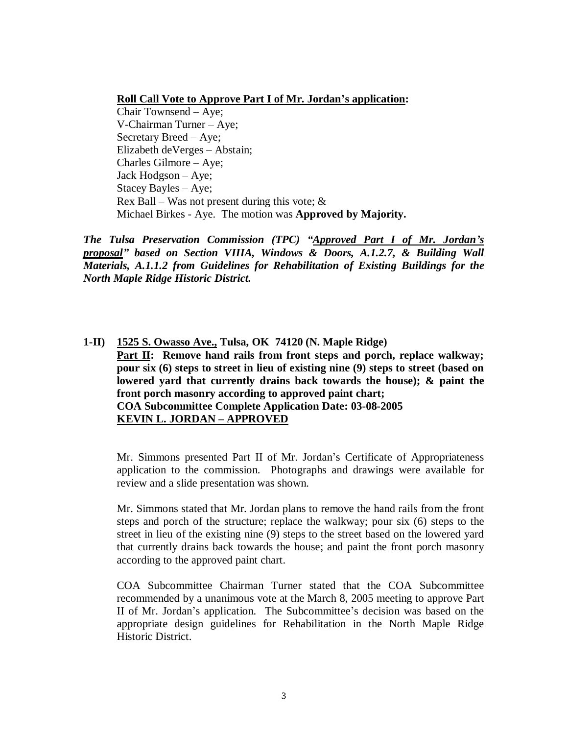**<u>Roll Call Vote to Approve Part I of Mr. Jordan's application</u>:**

Chair Townsend – Aye;
V-Chairman Turner – Aye;
Secretary Breed – Aye;
Elizabeth deVerges – Abstain;
Charles Gilmore – Aye;
Jack Hodgson – Aye;
Stacey Bayles – Aye;
Rex Ball – Was not present during this vote; &
Michael Birkes - Aye. The motion was **Approved by Majority.**

***The Tulsa Preservation Commission (TPC) "<u>Approved Part I of Mr. Jordan's proposal</u>" based on Section VIIIA, Windows & Doors, A.1.2.7, & Building Wall Materials, A.1.1.2 from Guidelines for Rehabilitation of Existing Buildings for the North Maple Ridge Historic District.***

**1-II) <u>1525 S. Owasso Ave.,</u> Tulsa, OK 74120 (N. Maple Ridge)**
**<u>Part II</u>: Remove hand rails from front steps and porch, replace walkway; pour six (6) steps to street in lieu of existing nine (9) steps to street (based on lowered yard that currently drains back towards the house); & paint the front porch masonry according to approved paint chart;**
**COA Subcommittee Complete Application Date: 03-08-2005**
**<u>KEVIN L. JORDAN – APPROVED</u>**

Mr. Simmons presented Part II of Mr. Jordan's Certificate of Appropriateness application to the commission. Photographs and drawings were available for review and a slide presentation was shown.

Mr. Simmons stated that Mr. Jordan plans to remove the hand rails from the front steps and porch of the structure; replace the walkway; pour six (6) steps to the street in lieu of the existing nine (9) steps to the street based on the lowered yard that currently drains back towards the house; and paint the front porch masonry according to the approved paint chart.

COA Subcommittee Chairman Turner stated that the COA Subcommittee recommended by a unanimous vote at the March 8, 2005 meeting to approve Part II of Mr. Jordan's application. The Subcommittee's decision was based on the appropriate design guidelines for Rehabilitation in the North Maple Ridge Historic District.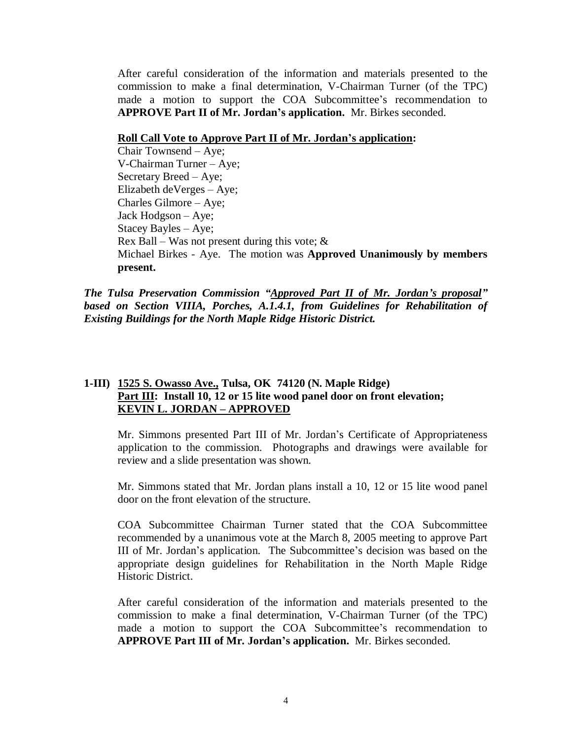After careful consideration of the information and materials presented to the commission to make a final determination, V-Chairman Turner (of the TPC) made a motion to support the COA Subcommittee's recommendation to **APPROVE Part II of Mr. Jordan's application.** Mr. Birkes seconded.

**<u>Roll Call Vote to Approve Part II of Mr. Jordan's application</u>:**

Chair Townsend – Aye;
V-Chairman Turner – Aye;
Secretary Breed – Aye;
Elizabeth deVerges – Aye;
Charles Gilmore – Aye;
Jack Hodgson – Aye;
Stacey Bayles – Aye;
Rex Ball – Was not present during this vote; &
Michael Birkes - Aye. The motion was **Approved Unanimously by members present.**

***The Tulsa Preservation Commission "<u>Approved Part II of Mr. Jordan's proposal</u>" based on Section VIIIA, Porches, A.1.4.1, from Guidelines for Rehabilitation of Existing Buildings for the North Maple Ridge Historic District.***

**1-III) <u>1525 S. Owasso Ave.,</u> Tulsa, OK 74120 (N. Maple Ridge)**
**<u>Part III</u>: Install 10, 12 or 15 lite wood panel door on front elevation;**
**<u>KEVIN L. JORDAN – APPROVED</u>**

Mr. Simmons presented Part III of Mr. Jordan's Certificate of Appropriateness application to the commission. Photographs and drawings were available for review and a slide presentation was shown.

Mr. Simmons stated that Mr. Jordan plans install a 10, 12 or 15 lite wood panel door on the front elevation of the structure.

COA Subcommittee Chairman Turner stated that the COA Subcommittee recommended by a unanimous vote at the March 8, 2005 meeting to approve Part III of Mr. Jordan's application. The Subcommittee's decision was based on the appropriate design guidelines for Rehabilitation in the North Maple Ridge Historic District.

After careful consideration of the information and materials presented to the commission to make a final determination, V-Chairman Turner (of the TPC) made a motion to support the COA Subcommittee's recommendation to **APPROVE Part III of Mr. Jordan's application.** Mr. Birkes seconded.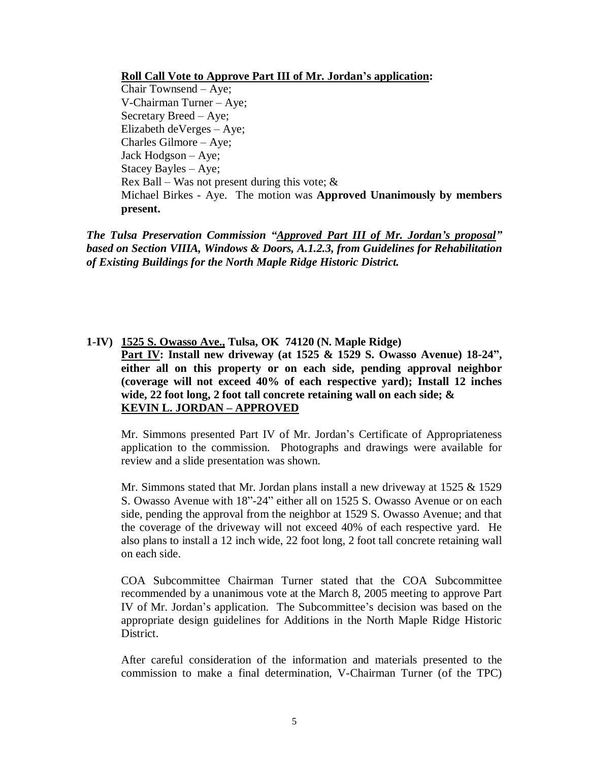**<u>Roll Call Vote to Approve Part III of Mr. Jordan's application</u>:**

Chair Townsend – Aye;
V-Chairman Turner – Aye;
Secretary Breed – Aye;
Elizabeth deVerges – Aye;
Charles Gilmore – Aye;
Jack Hodgson – Aye;
Stacey Bayles – Aye;
Rex Ball – Was not present during this vote; &
Michael Birkes - Aye. The motion was **Approved Unanimously by members present.**

***The Tulsa Preservation Commission "<u>Approved Part III of Mr. Jordan's proposal</u>" based on Section VIIIA, Windows & Doors, A.1.2.3, from Guidelines for Rehabilitation of Existing Buildings for the North Maple Ridge Historic District.***

**1-IV) <u>1525 S. Owasso Ave.,</u> Tulsa, OK 74120 (N. Maple Ridge)**
**<u>Part IV</u>: Install new driveway (at 1525 & 1529 S. Owasso Avenue) 18-24", either all on this property or on each side, pending approval neighbor (coverage will not exceed 40% of each respective yard); Install 12 inches wide, 22 foot long, 2 foot tall concrete retaining wall on each side; &**
**<u>KEVIN L. JORDAN – APPROVED</u>**

Mr. Simmons presented Part IV of Mr. Jordan's Certificate of Appropriateness application to the commission. Photographs and drawings were available for review and a slide presentation was shown.

Mr. Simmons stated that Mr. Jordan plans install a new driveway at 1525 & 1529 S. Owasso Avenue with 18"-24" either all on 1525 S. Owasso Avenue or on each side, pending the approval from the neighbor at 1529 S. Owasso Avenue; and that the coverage of the driveway will not exceed 40% of each respective yard. He also plans to install a 12 inch wide, 22 foot long, 2 foot tall concrete retaining wall on each side.

COA Subcommittee Chairman Turner stated that the COA Subcommittee recommended by a unanimous vote at the March 8, 2005 meeting to approve Part IV of Mr. Jordan's application. The Subcommittee's decision was based on the appropriate design guidelines for Additions in the North Maple Ridge Historic District.

After careful consideration of the information and materials presented to the commission to make a final determination, V-Chairman Turner (of the TPC)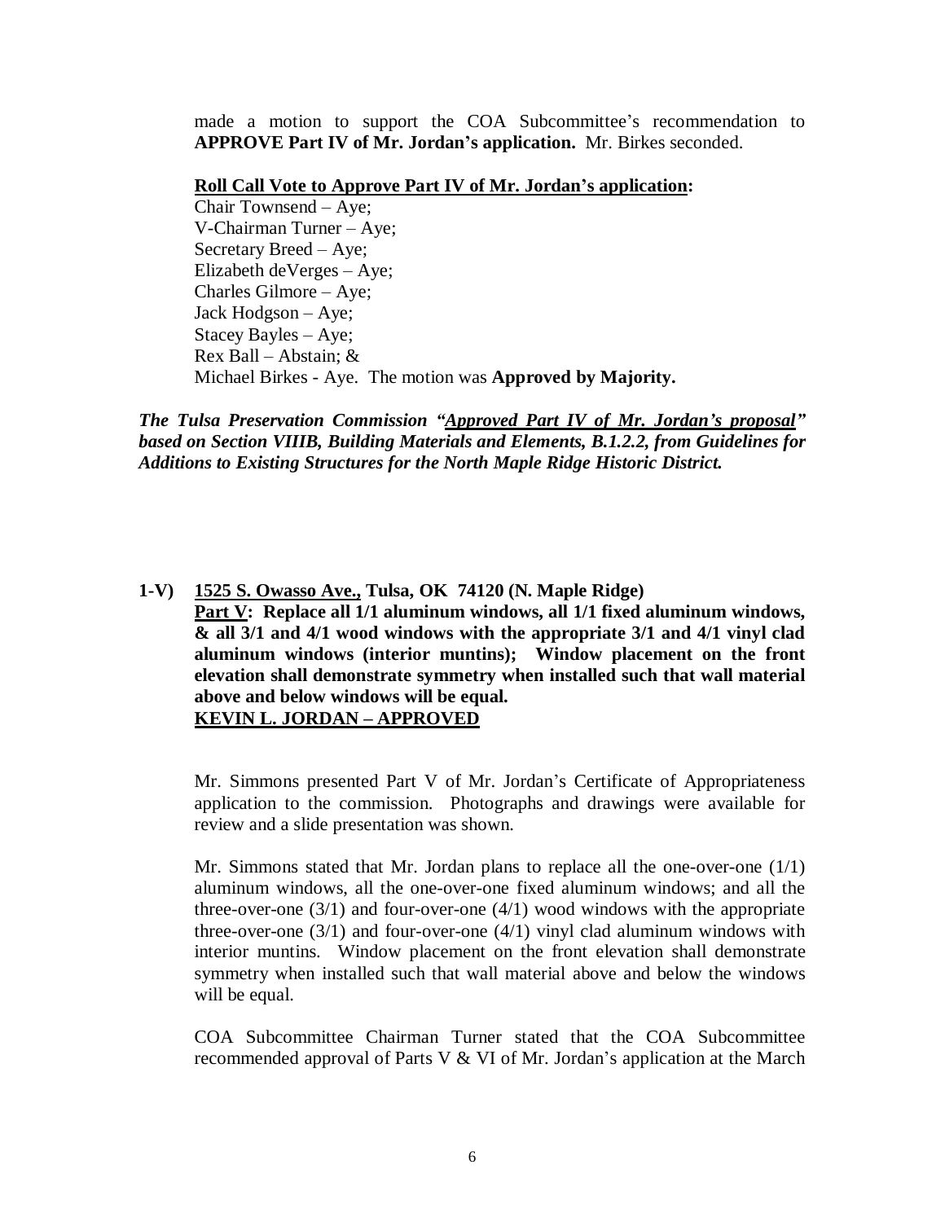made a motion to support the COA Subcommittee's recommendation to **APPROVE Part IV of Mr. Jordan's application.** Mr. Birkes seconded.

**Roll Call Vote to Approve Part IV of Mr. Jordan's application:**

Chair Townsend – Aye;
V-Chairman Turner – Aye;
Secretary Breed – Aye;
Elizabeth deVerges – Aye;
Charles Gilmore – Aye;
Jack Hodgson – Aye;
Stacey Bayles – Aye;
Rex Ball – Abstain; &
Michael Birkes - Aye. The motion was **Approved by Majority.**

***The Tulsa Preservation Commission "Approved Part IV of Mr. Jordan's proposal" based on Section VIIIB, Building Materials and Elements, B.1.2.2, from Guidelines for Additions to Existing Structures for the North Maple Ridge Historic District.***

**1-V) 1525 S. Owasso Ave., Tulsa, OK 74120 (N. Maple Ridge)**
**Part V: Replace all 1/1 aluminum windows, all 1/1 fixed aluminum windows, & all 3/1 and 4/1 wood windows with the appropriate 3/1 and 4/1 vinyl clad aluminum windows (interior muntins); Window placement on the front elevation shall demonstrate symmetry when installed such that wall material above and below windows will be equal.**
**KEVIN L. JORDAN – APPROVED**

Mr. Simmons presented Part V of Mr. Jordan's Certificate of Appropriateness application to the commission. Photographs and drawings were available for review and a slide presentation was shown.

Mr. Simmons stated that Mr. Jordan plans to replace all the one-over-one (1/1) aluminum windows, all the one-over-one fixed aluminum windows; and all the three-over-one (3/1) and four-over-one (4/1) wood windows with the appropriate three-over-one (3/1) and four-over-one (4/1) vinyl clad aluminum windows with interior muntins. Window placement on the front elevation shall demonstrate symmetry when installed such that wall material above and below the windows will be equal.

COA Subcommittee Chairman Turner stated that the COA Subcommittee recommended approval of Parts V & VI of Mr. Jordan's application at the March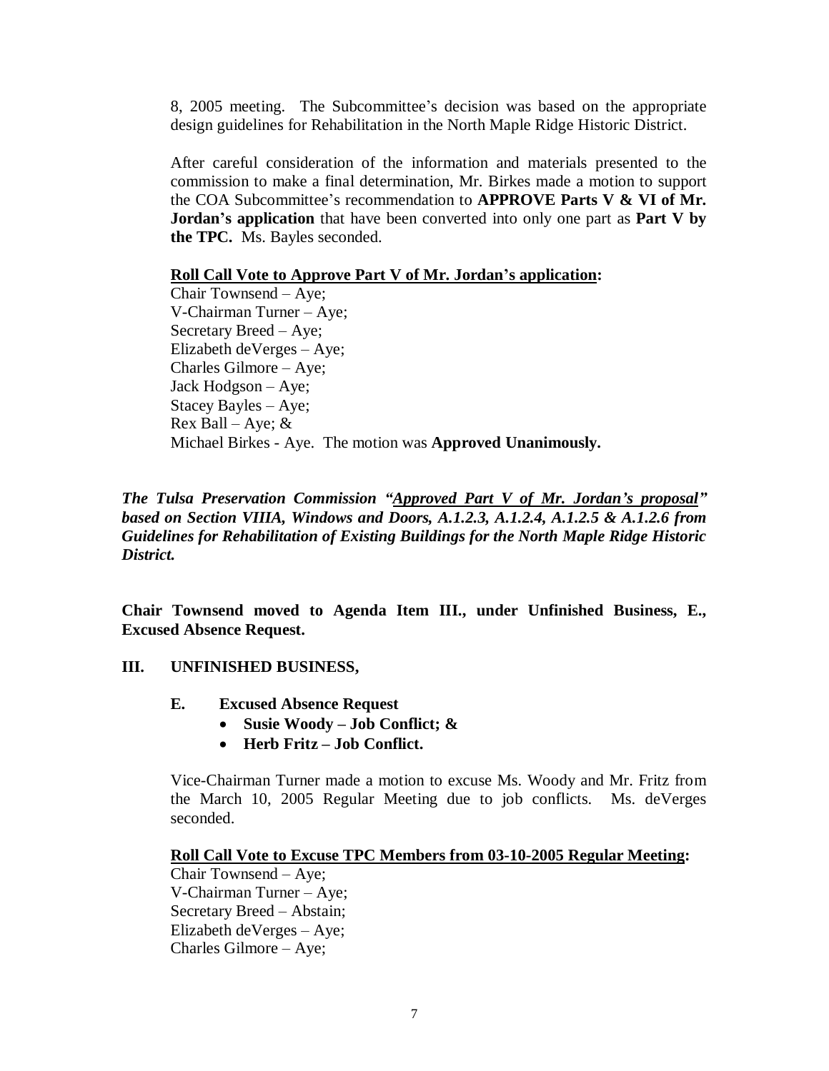8, 2005 meeting. The Subcommittee's decision was based on the appropriate design guidelines for Rehabilitation in the North Maple Ridge Historic District.

After careful consideration of the information and materials presented to the commission to make a final determination, Mr. Birkes made a motion to support the COA Subcommittee's recommendation to **APPROVE Parts V & VI of Mr. Jordan's application** that have been converted into only one part as **Part V by the TPC.** Ms. Bayles seconded.

**Roll Call Vote to Approve Part V of Mr. Jordan's application:**
Chair Townsend – Aye;
V-Chairman Turner – Aye;
Secretary Breed – Aye;
Elizabeth deVerges – Aye;
Charles Gilmore – Aye;
Jack Hodgson – Aye;
Stacey Bayles – Aye;
Rex Ball – Aye; &
Michael Birkes - Aye. The motion was **Approved Unanimously.**

***The Tulsa Preservation Commission "Approved Part V of Mr. Jordan's proposal" based on Section VIIIA, Windows and Doors, A.1.2.3, A.1.2.4, A.1.2.5 & A.1.2.6 from Guidelines for Rehabilitation of Existing Buildings for the North Maple Ridge Historic District.***

**Chair Townsend moved to Agenda Item III., under Unfinished Business, E., Excused Absence Request.**

**III. UNFINISHED BUSINESS,**

**E. Excused Absence Request**

- **Susie Woody – Job Conflict; &**
- **Herb Fritz – Job Conflict.**

Vice-Chairman Turner made a motion to excuse Ms. Woody and Mr. Fritz from the March 10, 2005 Regular Meeting due to job conflicts. Ms. deVerges seconded.

**Roll Call Vote to Excuse TPC Members from 03-10-2005 Regular Meeting:**
Chair Townsend – Aye;
V-Chairman Turner – Aye;
Secretary Breed – Abstain;
Elizabeth deVerges – Aye;
Charles Gilmore – Aye;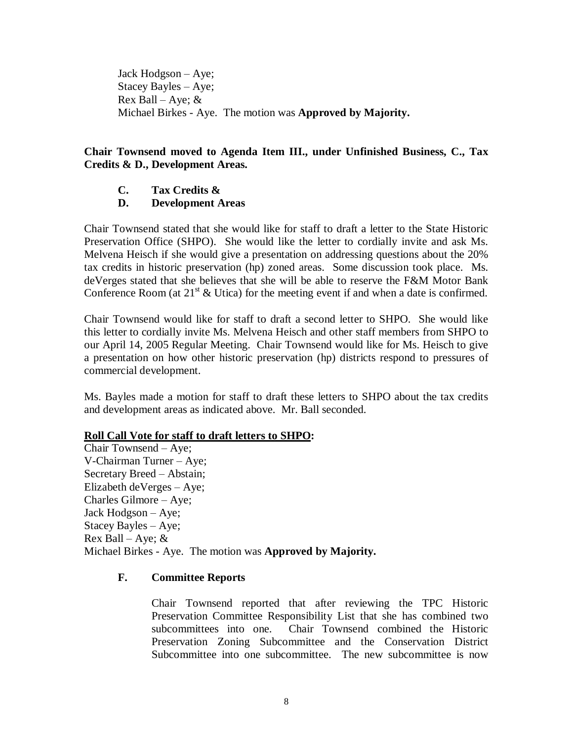Jack Hodgson – Aye;
Stacey Bayles – Aye;
Rex Ball – Aye; &
Michael Birkes - Aye. The motion was **Approved by Majority.**

**Chair Townsend moved to Agenda Item III., under Unfinished Business, C., Tax Credits & D., Development Areas.**

**C. Tax Credits &**
**D. Development Areas**

Chair Townsend stated that she would like for staff to draft a letter to the State Historic Preservation Office (SHPO). She would like the letter to cordially invite and ask Ms. Melvena Heisch if she would give a presentation on addressing questions about the 20% tax credits in historic preservation (hp) zoned areas. Some discussion took place. Ms. deVerges stated that she believes that she will be able to reserve the F&M Motor Bank Conference Room (at 21st & Utica) for the meeting event if and when a date is confirmed.

Chair Townsend would like for staff to draft a second letter to SHPO. She would like this letter to cordially invite Ms. Melvena Heisch and other staff members from SHPO to our April 14, 2005 Regular Meeting. Chair Townsend would like for Ms. Heisch to give a presentation on how other historic preservation (hp) districts respond to pressures of commercial development.

Ms. Bayles made a motion for staff to draft these letters to SHPO about the tax credits and development areas as indicated above. Mr. Ball seconded.

**Roll Call Vote for staff to draft letters to SHPO:**
Chair Townsend – Aye;
V-Chairman Turner – Aye;
Secretary Breed – Abstain;
Elizabeth deVerges – Aye;
Charles Gilmore – Aye;
Jack Hodgson – Aye;
Stacey Bayles – Aye;
Rex Ball – Aye; &
Michael Birkes - Aye. The motion was **Approved by Majority.**

**F. Committee Reports**

Chair Townsend reported that after reviewing the TPC Historic Preservation Committee Responsibility List that she has combined two subcommittees into one. Chair Townsend combined the Historic Preservation Zoning Subcommittee and the Conservation District Subcommittee into one subcommittee. The new subcommittee is now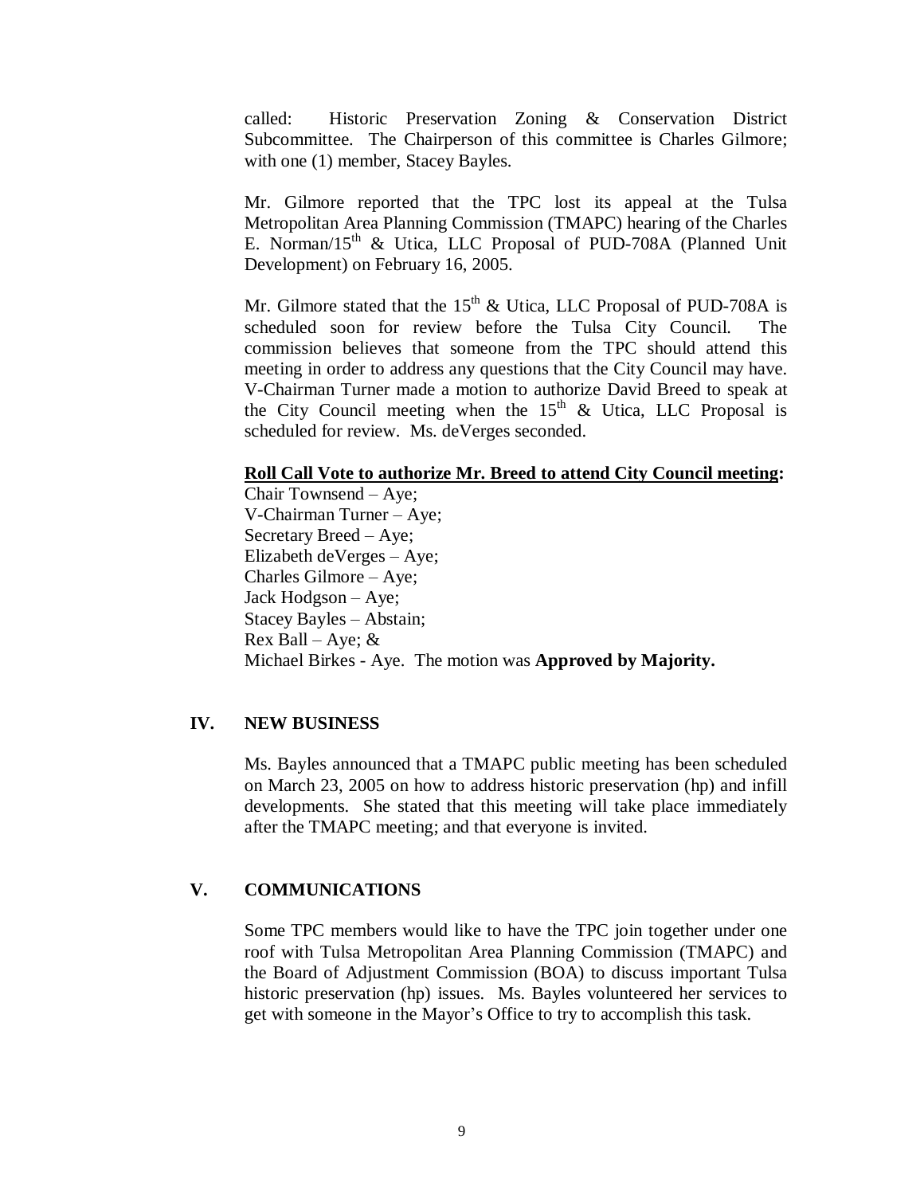called: Historic Preservation Zoning & Conservation District Subcommittee. The Chairperson of this committee is Charles Gilmore; with one (1) member, Stacey Bayles.

Mr. Gilmore reported that the TPC lost its appeal at the Tulsa Metropolitan Area Planning Commission (TMAPC) hearing of the Charles E. Norman/15th & Utica, LLC Proposal of PUD-708A (Planned Unit Development) on February 16, 2005.

Mr. Gilmore stated that the 15th & Utica, LLC Proposal of PUD-708A is scheduled soon for review before the Tulsa City Council. The commission believes that someone from the TPC should attend this meeting in order to address any questions that the City Council may have. V-Chairman Turner made a motion to authorize David Breed to speak at the City Council meeting when the 15th & Utica, LLC Proposal is scheduled for review. Ms. deVerges seconded.

**Roll Call Vote to authorize Mr. Breed to attend City Council meeting:**
Chair Townsend – Aye;
V-Chairman Turner – Aye;
Secretary Breed – Aye;
Elizabeth deVerges – Aye;
Charles Gilmore – Aye;
Jack Hodgson – Aye;
Stacey Bayles – Abstain;
Rex Ball – Aye; &
Michael Birkes - Aye. The motion was **Approved by Majority.**

## IV. NEW BUSINESS

Ms. Bayles announced that a TMAPC public meeting has been scheduled on March 23, 2005 on how to address historic preservation (hp) and infill developments. She stated that this meeting will take place immediately after the TMAPC meeting; and that everyone is invited.

## V. COMMUNICATIONS

Some TPC members would like to have the TPC join together under one roof with Tulsa Metropolitan Area Planning Commission (TMAPC) and the Board of Adjustment Commission (BOA) to discuss important Tulsa historic preservation (hp) issues. Ms. Bayles volunteered her services to get with someone in the Mayor's Office to try to accomplish this task.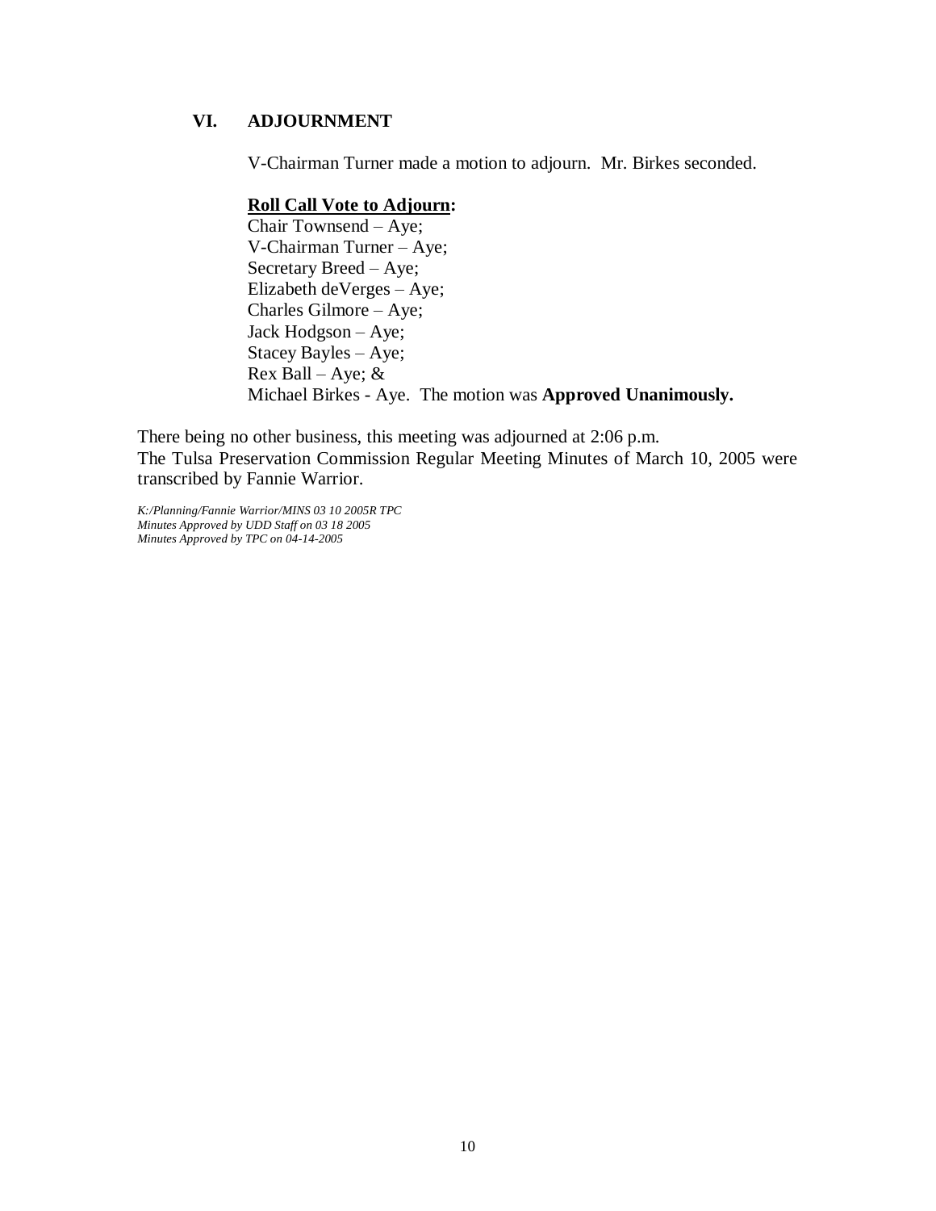## VI. ADJOURNMENT

V-Chairman Turner made a motion to adjourn. Mr. Birkes seconded.

**Roll Call Vote to Adjourn:**
Chair Townsend – Aye;
V-Chairman Turner – Aye;
Secretary Breed – Aye;
Elizabeth deVerges – Aye;
Charles Gilmore – Aye;
Jack Hodgson – Aye;
Stacey Bayles – Aye;
Rex Ball – Aye; &
Michael Birkes - Aye. The motion was **Approved Unanimously.**

There being no other business, this meeting was adjourned at 2:06 p.m.
The Tulsa Preservation Commission Regular Meeting Minutes of March 10, 2005 were transcribed by Fannie Warrior.

*K:/Planning/Fannie Warrior/MINS 03 10 2005R TPC*
*Minutes Approved by UDD Staff on 03 18 2005*
*Minutes Approved by TPC on 04-14-2005*